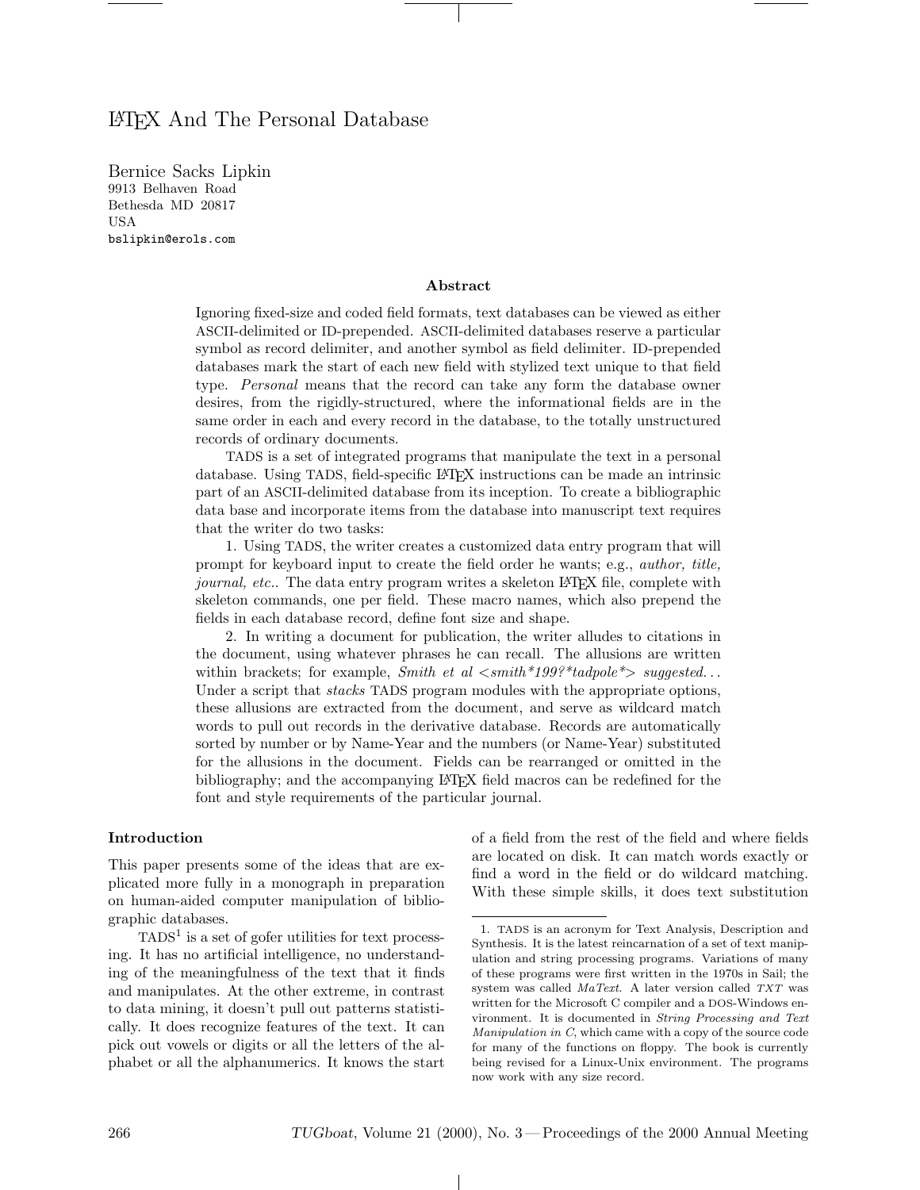# LaTeX And The Personal Database

Bernice Sacks Lipkin
9913 Belhaven Road
Bethesda MD 20817
USA
bslipkin@erols.com

### Abstract

Ignoring fixed-size and coded field formats, text databases can be viewed as either ASCII-delimited or ID-prepended. ASCII-delimited databases reserve a particular symbol as record delimiter, and another symbol as field delimiter. ID-prepended databases mark the start of each new field with stylized text unique to that field type. *Personal* means that the record can take any form the database owner desires, from the rigidly-structured, where the informational fields are in the same order in each and every record in the database, to the totally unstructured records of ordinary documents.

TADS is a set of integrated programs that manipulate the text in a personal database. Using TADS, field-specific LaTeX instructions can be made an intrinsic part of an ASCII-delimited database from its inception. To create a bibliographic data base and incorporate items from the database into manuscript text requires that the writer do two tasks:

1. Using TADS, the writer creates a customized data entry program that will prompt for keyboard input to create the field order he wants; e.g., *author, title, journal, etc.*. The data entry program writes a skeleton LaTeX file, complete with skeleton commands, one per field. These macro names, which also prepend the fields in each database record, define font size and shape.

2. In writing a document for publication, the writer alludes to citations in the document, using whatever phrases he can recall. The allusions are written within brackets; for example, *Smith et al <smith*199?*tadpole*> suggested...* Under a script that *stacks* TADS program modules with the appropriate options, these allusions are extracted from the document, and serve as wildcard match words to pull out records in the derivative database. Records are automatically sorted by number or by Name-Year and the numbers (or Name-Year) substituted for the allusions in the document. Fields can be rearranged or omitted in the bibliography; and the accompanying LaTeX field macros can be redefined for the font and style requirements of the particular journal.

## Introduction

This paper presents some of the ideas that are explicated more fully in a monograph in preparation on human-aided computer manipulation of bibliographic databases.

TADS[1] is a set of gofer utilities for text processing. It has no artificial intelligence, no understanding of the meaningfulness of the text that it finds and manipulates. At the other extreme, in contrast to data mining, it doesn't pull out patterns statistically. It does recognize features of the text. It can pick out vowels or digits or all the letters of the alphabet or all the alphanumerics. It knows the start of a field from the rest of the field and where fields are located on disk. It can match words exactly or find a word in the field or do wildcard matching. With these simple skills, it does text substitution

1. TADS is an acronym for Text Analysis, Description and Synthesis. It is the latest reincarnation of a set of text manipulation and string processing programs. Variations of many of these programs were first written in the 1970s in Sail; the system was called *MaText*. A later version called *TXT* was written for the Microsoft C compiler and a DOS-Windows environment. It is documented in *String Processing and Text Manipulation in C*, which came with a copy of the source code for many of the functions on floppy. The book is currently being revised for a Linux-Unix environment. The programs now work with any size record.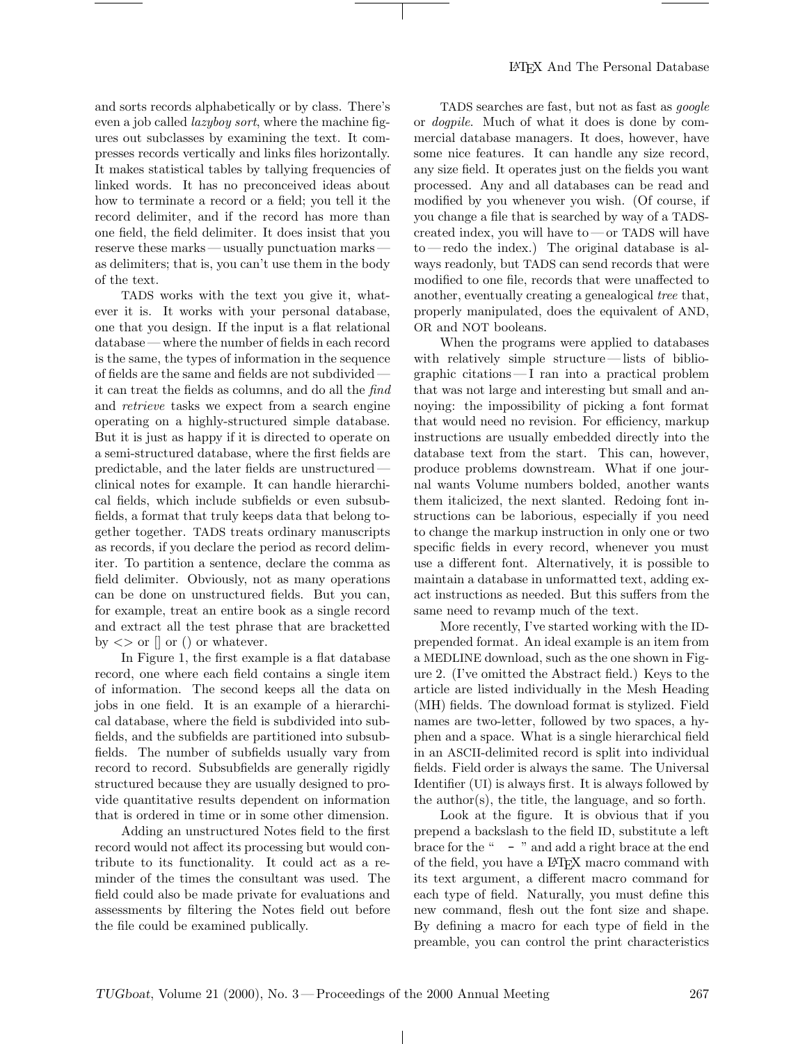and sorts records alphabetically or by class. There's even a job called *lazyboy sort*, where the machine figures out subclasses by examining the text. It compresses records vertically and links files horizontally. It makes statistical tables by tallying frequencies of linked words. It has no preconceived ideas about how to terminate a record or a field; you tell it the record delimiter, and if the record has more than one field, the field delimiter. It does insist that you reserve these marks — usually punctuation marks — as delimiters; that is, you can't use them in the body of the text.

TADS works with the text you give it, whatever it is. It works with your personal database, one that you design. If the input is a flat relational database — where the number of fields in each record is the same, the types of information in the sequence of fields are the same and fields are not subdivided — it can treat the fields as columns, and do all the *find* and *retrieve* tasks we expect from a search engine operating on a highly-structured simple database. But it is just as happy if it is directed to operate on a semi-structured database, where the first fields are predictable, and the later fields are unstructured — clinical notes for example. It can handle hierarchical fields, which include subfields or even subsubfields, a format that truly keeps data that belong together together. TADS treats ordinary manuscripts as records, if you declare the period as record delimiter. To partition a sentence, declare the comma as field delimiter. Obviously, not as many operations can be done on unstructured fields. But you can, for example, treat an entire book as a single record and extract all the test phrase that are bracketted by <> or [] or () or whatever.

In Figure 1, the first example is a flat database record, one where each field contains a single item of information. The second keeps all the data on jobs in one field. It is an example of a hierarchical database, where the field is subdivided into subfields, and the subfields are partitioned into subsubfields. The number of subfields usually vary from record to record. Subsubfields are generally rigidly structured because they are usually designed to provide quantitative results dependent on information that is ordered in time or in some other dimension.

Adding an unstructured Notes field to the first record would not affect its processing but would contribute to its functionality. It could act as a reminder of the times the consultant was used. The field could also be made private for evaluations and assessments by filtering the Notes field out before the file could be examined publically.

TADS searches are fast, but not as fast as *google* or *dogpile*. Much of what it does is done by commercial database managers. It does, however, have some nice features. It can handle any size record, any size field. It operates just on the fields you want processed. Any and all databases can be read and modified by you whenever you wish. (Of course, if you change a file that is searched by way of a TADS-created index, you will have to — or TADS will have to — redo the index.) The original database is always readonly, but TADS can send records that were modified to one file, records that were unaffected to another, eventually creating a genealogical *tree* that, properly manipulated, does the equivalent of AND, OR and NOT booleans.

When the programs were applied to databases with relatively simple structure — lists of bibliographic citations — I ran into a practical problem that was not large and interesting but small and annoying: the impossibility of picking a font format that would need no revision. For efficiency, markup instructions are usually embedded directly into the database text from the start. This can, however, produce problems downstream. What if one journal wants Volume numbers bolded, another wants them italicized, the next slanted. Redoing font instructions can be laborious, especially if you need to change the markup instruction in only one or two specific fields in every record, whenever you must use a different font. Alternatively, it is possible to maintain a database in unformatted text, adding exact instructions as needed. But this suffers from the same need to revamp much of the text.

More recently, I've started working with the ID-prepended format. An ideal example is an item from a MEDLINE download, such as the one shown in Figure 2. (I've omitted the Abstract field.) Keys to the article are listed individually in the Mesh Heading (MH) fields. The download format is stylized. Field names are two-letter, followed by two spaces, a hyphen and a space. What is a single hierarchical field in an ASCII-delimited record is split into individual fields. Field order is always the same. The Universal Identifier (UI) is always first. It is always followed by the author(s), the title, the language, and so forth.

Look at the figure. It is obvious that if you prepend a backslash to the field ID, substitute a left brace for the "  -  " and add a right brace at the end of the field, you have a LaTeX macro command with its text argument, a different macro command for each type of field. Naturally, you must define this new command, flesh out the font size and shape. By defining a macro for each type of field in the preamble, you can control the print characteristics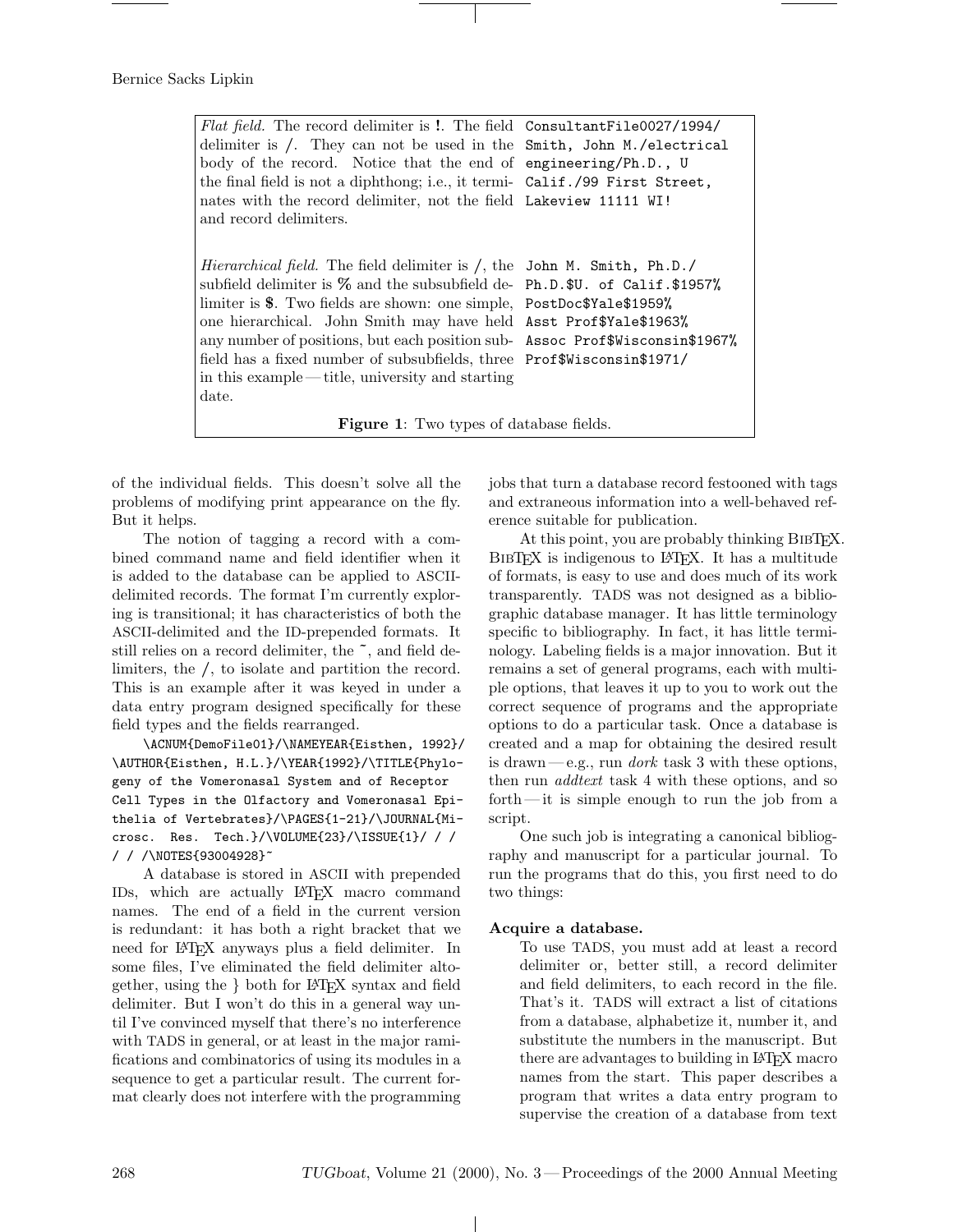| | |
|---|---|
| *Flat field.* The record delimiter is **!**. The field delimiter is /. They can not be used in the body of the record. Notice that the end of the final field is not a diphthong; i.e., it terminates with the record delimiter, not the field and record delimiters. | `ConsultantFile0027/1994/ Smith, John M./electrical engineering/Ph.D., U Calif./99 First Street, Lakeview 11111 WI!` |
| *Hierarchical field.* The field delimiter is /, the subfield delimiter is **%** and the subsubfield delimiter is **$**. Two fields are shown: one simple, one hierarchical. John Smith may have held any number of positions, but each position subfield has a fixed number of subsubfields, three in this example — title, university and starting date. | `John M. Smith, Ph.D./ Ph.D.$U. of Calif.$1957% PostDoc$Yale$1959% Asst Prof$Yale$1963% Assoc Prof$Wisconsin$1967% Prof$Wisconsin$1971/` |

**Figure 1**: Two types of database fields.

of the individual fields. This doesn't solve all the problems of modifying print appearance on the fly. But it helps.

The notion of tagging a record with a combined command name and field identifier when it is added to the database can be applied to ASCII-delimited records. The format I'm currently exploring is transitional; it has characteristics of both the ASCII-delimited and the ID-prepended formats. It still relies on a record delimiter, the ~, and field delimiters, the /, to isolate and partition the record. This is an example after it was keyed in under a data entry program designed specifically for these field types and the fields rearranged.

```
\ACNUM{DemoFile01}/\NAMEYEAR{Eisthen, 1992}/
\AUTHOR{Eisthen, H.L.}/\YEAR{1992}/\TITLE{Phylogeny of the Vomeronasal System and of Receptor
Cell Types in the Olfactory and Vomeronasal Epithelia of Vertebrates}/\PAGES{1-21}/\JOURNAL{Microsc. Res. Tech.}/\VOLUME{23}/\ISSUE{1}/ / /
/ / /\NOTES{93004928}~
```

A database is stored in ASCII with prepended IDs, which are actually LaTeX macro command names. The end of a field in the current version is redundant: it has both a right bracket that we need for LaTeX anyways plus a field delimiter. In some files, I've eliminated the field delimiter altogether, using the } both for LaTeX syntax and field delimiter. But I won't do this in a general way until I've convinced myself that there's no interference with TADS in general, or at least in the major ramifications and combinatorics of using its modules in a sequence to get a particular result. The current format clearly does not interfere with the programming jobs that turn a database record festooned with tags and extraneous information into a well-behaved reference suitable for publication.

At this point, you are probably thinking BibTeX. BibTeX is indigenous to LaTeX. It has a multitude of formats, is easy to use and does much of its work transparently. TADS was not designed as a bibliographic database manager. It has little terminology specific to bibliography. In fact, it has little terminology. Labeling fields is a major innovation. But it remains a set of general programs, each with multiple options, that leaves it up to you to work out the correct sequence of programs and the appropriate options to do a particular task. Once a database is created and a map for obtaining the desired result is drawn — e.g., run *dork* task 3 with these options, then run *addtext* task 4 with these options, and so forth — it is simple enough to run the job from a script.

One such job is integrating a canonical bibliography and manuscript for a particular journal. To run the programs that do this, you first need to do two things:

**Acquire a database.**

To use TADS, you must add at least a record delimiter or, better still, a record delimiter and field delimiters, to each record in the file. That's it. TADS will extract a list of citations from a database, alphabetize it, number it, and substitute the numbers in the manuscript. But there are advantages to building in LaTeX macro names from the start. This paper describes a program that writes a data entry program to supervise the creation of a database from text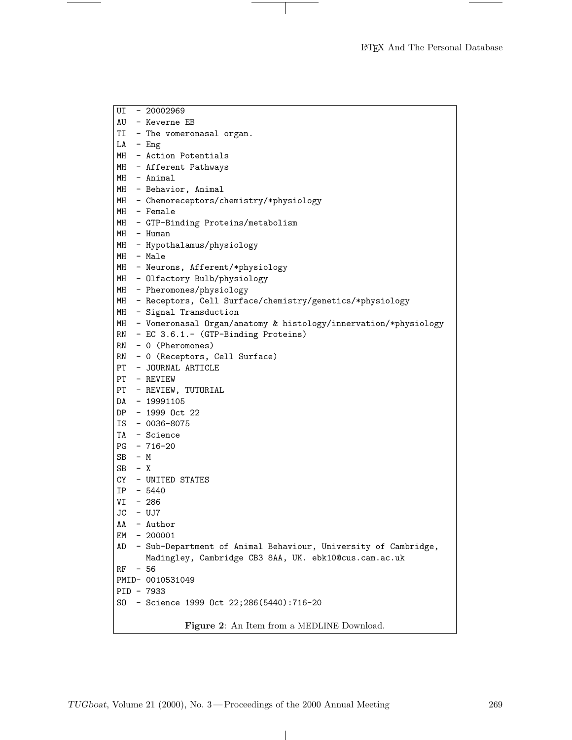```
UI  - 20002969
AU  - Keverne EB
TI  - The vomeronasal organ.
LA  - Eng
MH  - Action Potentials
MH  - Afferent Pathways
MH  - Animal
MH  - Behavior, Animal
MH  - Chemoreceptors/chemistry/*physiology
MH  - Female
MH  - GTP-Binding Proteins/metabolism
MH  - Human
MH  - Hypothalamus/physiology
MH  - Male
MH  - Neurons, Afferent/*physiology
MH  - Olfactory Bulb/physiology
MH  - Pheromones/physiology
MH  - Receptors, Cell Surface/chemistry/genetics/*physiology
MH  - Signal Transduction
MH  - Vomeronasal Organ/anatomy & histology/innervation/*physiology
RN  - EC 3.6.1.- (GTP-Binding Proteins)
RN  - 0 (Pheromones)
RN  - 0 (Receptors, Cell Surface)
PT  - JOURNAL ARTICLE
PT  - REVIEW
PT  - REVIEW, TUTORIAL
DA  - 19991105
DP  - 1999 Oct 22
IS  - 0036-8075
TA  - Science
PG  - 716-20
SB  - M
SB  - X
CY  - UNITED STATES
IP  - 5440
VI  - 286
JC  - UJ7
AA  - Author
EM  - 200001
AD  - Sub-Department of Animal Behaviour, University of Cambridge,
      Madingley, Cambridge CB3 8AA, UK. ebk10@cus.cam.ac.uk
RF  - 56
PMID- 0010531049
PID - 7933
SO  - Science 1999 Oct 22;286(5440):716-20
```

**Figure 2**: An Item from a MEDLINE Download.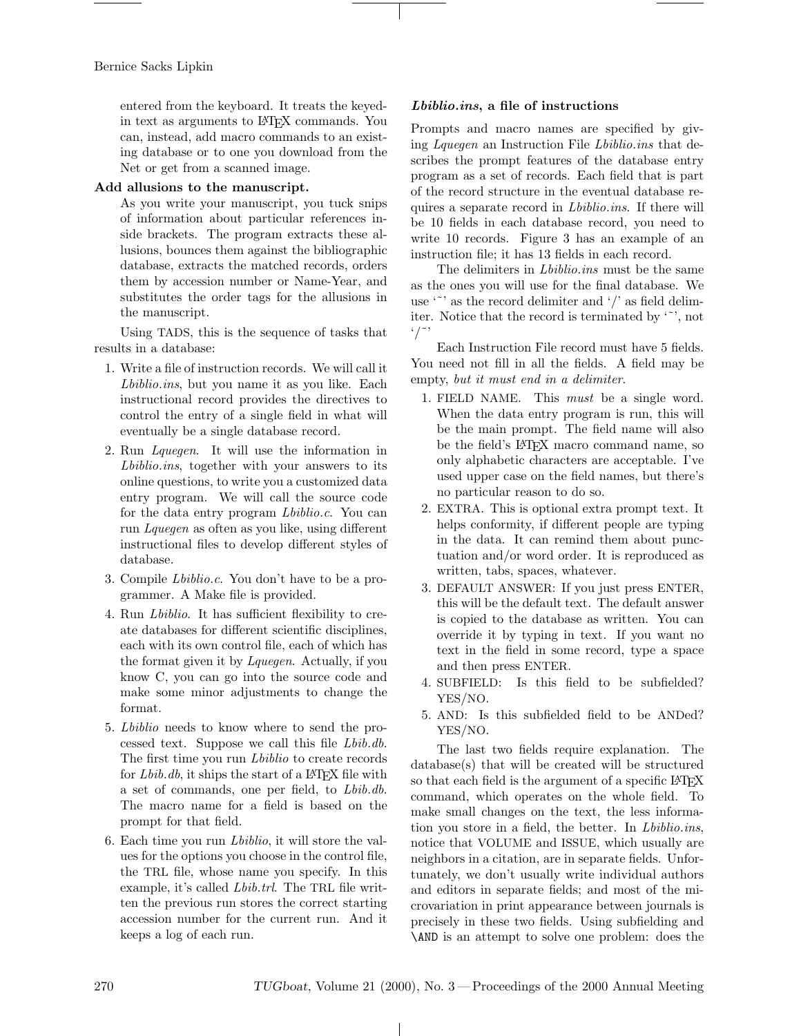entered from the keyboard. It treats the keyed-in text as arguments to LaTeX commands. You can, instead, add macro commands to an existing database or to one you download from the Net or get from a scanned image.

**Add allusions to the manuscript.**
As you write your manuscript, you tuck snips of information about particular references inside brackets. The program extracts these allusions, bounces them against the bibliographic database, extracts the matched records, orders them by accession number or Name-Year, and substitutes the order tags for the allusions in the manuscript.

Using TADS, this is the sequence of tasks that results in a database:

1. Write a file of instruction records. We will call it *Lbiblio.ins*, but you name it as you like. Each instructional record provides the directives to control the entry of a single field in what will eventually be a single database record.
2. Run *Lquegen*. It will use the information in *Lbiblio.ins*, together with your answers to its online questions, to write you a customized data entry program. We will call the source code for the data entry program *Lbiblio.c*. You can run *Lquegen* as often as you like, using different instructional files to develop different styles of database.
3. Compile *Lbiblio.c*. You don't have to be a programmer. A Make file is provided.
4. Run *Lbiblio*. It has sufficient flexibility to create databases for different scientific disciplines, each with its own control file, each of which has the format given it by *Lquegen*. Actually, if you know C, you can go into the source code and make some minor adjustments to change the format.
5. *Lbiblio* needs to know where to send the processed text. Suppose we call this file *Lbib.db*. The first time you run *Lbiblio* to create records for *Lbib.db*, it ships the start of a LaTeX file with a set of commands, one per field, to *Lbib.db*. The macro name for a field is based on the prompt for that field.
6. Each time you run *Lbiblio*, it will store the values for the options you choose in the control file, the TRL file, whose name you specify. In this example, it's called *Lbib.trl*. The TRL file written the previous run stores the correct starting accession number for the current run. And it keeps a log of each run.

### *Lbiblio.ins*, a file of instructions

Prompts and macro names are specified by giving *Lquegen* an Instruction File *Lbiblio.ins* that describes the prompt features of the database entry program as a set of records. Each field that is part of the record structure in the eventual database requires a separate record in *Lbiblio.ins*. If there will be 10 fields in each database record, you need to write 10 records. Figure 3 has an example of an instruction file; it has 13 fields in each record.

The delimiters in *Lbiblio.ins* must be the same as the ones you will use for the final database. We use '~' as the record delimiter and '/' as field delimiter. Notice that the record is terminated by '~', not '/~'

Each Instruction File record must have 5 fields. You need not fill in all the fields. A field may be empty, *but it must end in a delimiter*.

1. FIELD NAME. This *must* be a single word. When the data entry program is run, this will be the main prompt. The field name will also be the field's LaTeX macro command name, so only alphabetic characters are acceptable. I've used upper case on the field names, but there's no particular reason to do so.
2. EXTRA. This is optional extra prompt text. It helps conformity, if different people are typing in the data. It can remind them about punctuation and/or word order. It is reproduced as written, tabs, spaces, whatever.
3. DEFAULT ANSWER: If you just press ENTER, this will be the default text. The default answer is copied to the database as written. You can override it by typing in text. If you want no text in the field in some record, type a space and then press ENTER.
4. SUBFIELD: Is this field to be subfielded? YES/NO.
5. AND: Is this subfielded field to be ANDed? YES/NO.

The last two fields require explanation. The database(s) that will be created will be structured so that each field is the argument of a specific LaTeX command, which operates on the whole field. To make small changes on the text, the less information you store in a field, the better. In *Lbiblio.ins*, notice that VOLUME and ISSUE, which usually are neighbors in a citation, are in separate fields. Unfortunately, we don't usually write individual authors and editors in separate fields; and most of the microvariation in print appearance between journals is precisely in these two fields. Using subfielding and `\AND` is an attempt to solve one problem: does the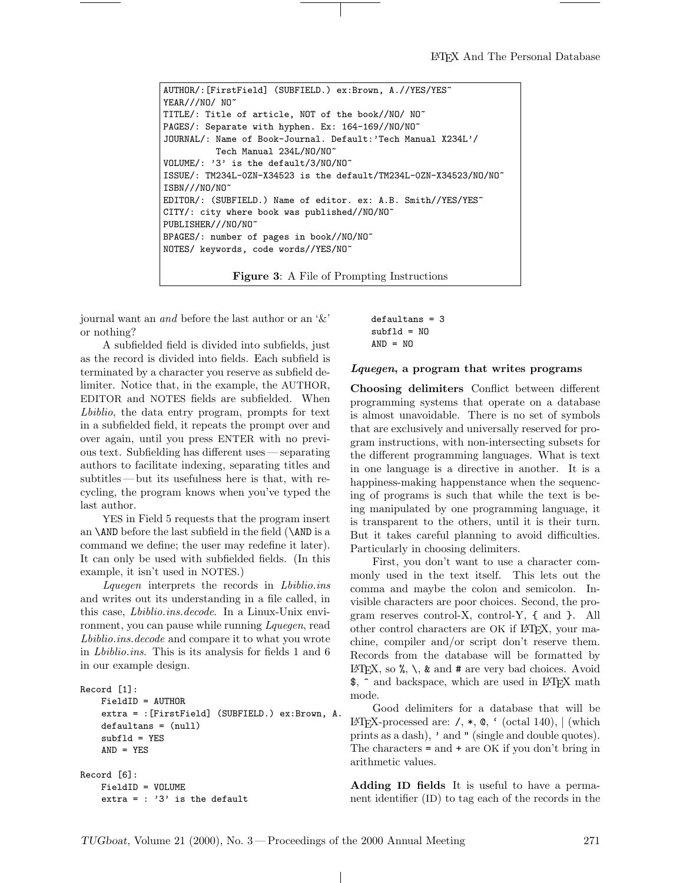```
AUTHOR/:[FirstField] (SUBFIELD.) ex:Brown, A.//YES/YES~
YEAR//NO/ NO~
TITLE/: Title of article, NOT of the book//NO/ NO~
PAGES/: Separate with hyphen. Ex: 164-169//NO/NO~
JOURNAL/: Name of Book-Journal. Default:'Tech Manual X234L'/
          Tech Manual 234L/NO/NO~
VOLUME/: '3' is the default/3/NO/NO~
ISSUE/: TM234L-0ZN-X34523 is the default/TM234L-0ZN-X34523/NO/NO~
ISBN///NO/NO~
EDITOR/: (SUBFIELD.) Name of editor. ex: A.B. Smith//YES/YES~
CITY/: city where book was published//NO/NO~
PUBLISHER///NO/NO~
BPAGES/: number of pages in book//NO/NO~
NOTES/ keywords, code words//YES/NO~
```

**Figure 3**: A File of Prompting Instructions

journal want an *and* before the last author or an '&' or nothing?

A subfielded field is divided into subfields, just as the record is divided into fields. Each subfield is terminated by a character you reserve as subfield delimiter. Notice that, in the example, the AUTHOR, EDITOR and NOTES fields are subfielded. When *Lbiblio*, the data entry program, prompts for text in a subfielded field, it repeats the prompt over and over again, until you press ENTER with no previous text. Subfielding has different uses — separating authors to facilitate indexing, separating titles and subtitles — but its usefulness here is that, with recycling, the program knows when you've typed the last author.

YES in Field 5 requests that the program insert an `\AND` before the last subfield in the field (`\AND` is a command we define; the user may redefine it later). It can only be used with subfielded fields. (In this example, it isn't used in NOTES.)

*Lquegen* interprets the records in *Lbiblio.ins* and writes out its understanding in a file called, in this case, *Lbiblio.ins.decode*. In a Linux-Unix environment, you can pause while running *Lquegen*, read *Lbiblio.ins.decode* and compare it to what you wrote in *Lbiblio.ins*. This is its analysis for fields 1 and 6 in our example design.

```
Record [1]:
    FieldID = AUTHOR
    extra = :[FirstField] (SUBFIELD.) ex:Brown, A.
    defaultans = (null)
    subfld = YES
    AND = YES

Record [6]:
    FieldID = VOLUME
    extra = : '3' is the default
    defaultans = 3
    subfld = NO
    AND = NO
```

### *Lquegen*, a program that writes programs

**Choosing delimiters** Conflict between different programming systems that operate on a database is almost unavoidable. There is no set of symbols that are exclusively and universally reserved for program instructions, with non-intersecting subsets for the different programming languages. What is text in one language is a directive in another. It is a happiness-making happenstance when the sequencing of programs is such that while the text is being manipulated by one programming language, it is transparent to the others, until it is their turn. But it takes careful planning to avoid difficulties. Particularly in choosing delimiters.

First, you don't want to use a character commonly used in the text itself. This lets out the comma and maybe the colon and semicolon. Invisible characters are poor choices. Second, the program reserves control-X, control-Y, `{` and `}`. All other control characters are OK if LaTeX, your machine, compiler and/or script don't reserve them. Records from the database will be formatted by LaTeX, so `%`, `\`, `&` and `#` are very bad choices. Avoid `$`, `^` and backspace, which are used in LaTeX math mode.

Good delimiters for a database that will be LaTeX-processed are: `/`, `*`, `@`, ` (octal 140), `|` (which prints as a dash), `'` and `"` (single and double quotes). The characters `=` and `+` are OK if you don't bring in arithmetic values.

**Adding ID fields** It is useful to have a permanent identifier (ID) to tag each of the records in the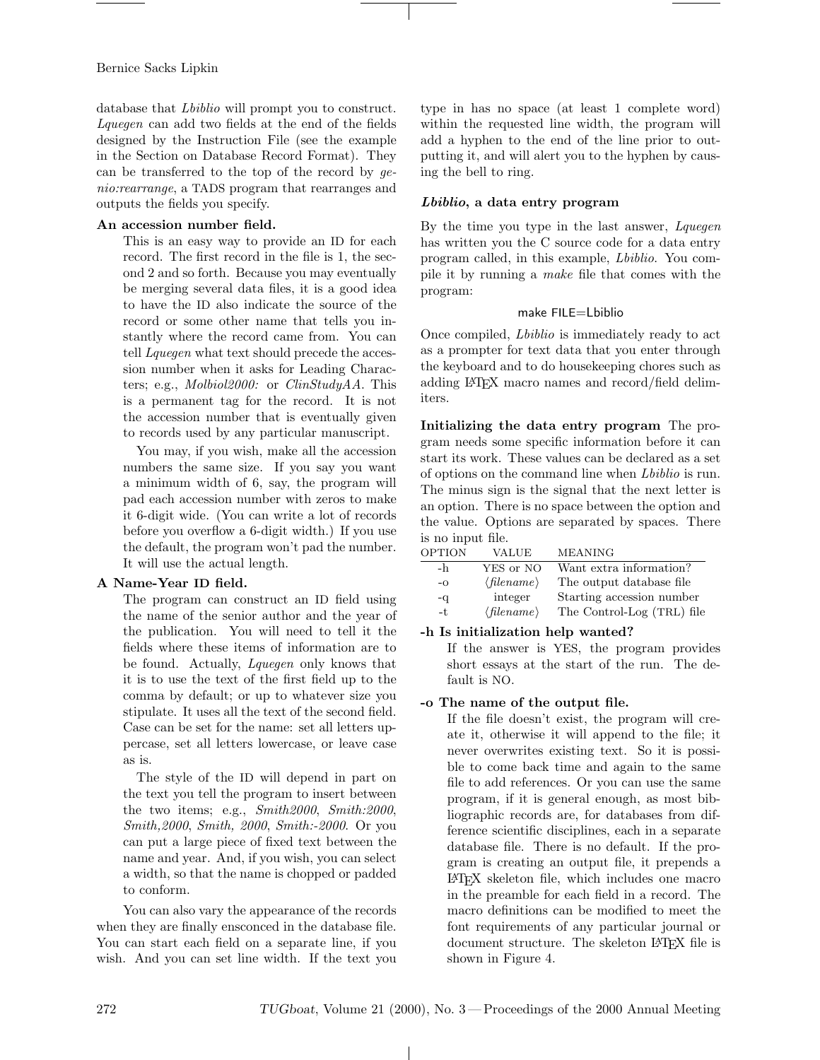database that *Lbiblio* will prompt you to construct. *Lquegen* can add two fields at the end of the fields designed by the Instruction File (see the example in the Section on Database Record Format). They can be transferred to the top of the record by *genio:rearrange*, a TADS program that rearranges and outputs the fields you specify.

**An accession number field.**

This is an easy way to provide an ID for each record. The first record in the file is 1, the second 2 and so forth. Because you may eventually be merging several data files, it is a good idea to have the ID also indicate the source of the record or some other name that tells you instantly where the record came from. You can tell *Lquegen* what text should precede the accession number when it asks for Leading Characters; e.g., *Molbiol2000:* or *ClinStudyAA*. This is a permanent tag for the record. It is not the accession number that is eventually given to records used by any particular manuscript.

You may, if you wish, make all the accession numbers the same size. If you say you want a minimum width of 6, say, the program will pad each accession number with zeros to make it 6-digit wide. (You can write a lot of records before you overflow a 6-digit width.) If you use the default, the program won't pad the number. It will use the actual length.

**A Name-Year ID field.**

The program can construct an ID field using the name of the senior author and the year of the publication. You will need to tell it the fields where these items of information are to be found. Actually, *Lquegen* only knows that it is to use the text of the first field up to the comma by default; or up to whatever size you stipulate. It uses all the text of the second field. Case can be set for the name: set all letters uppercase, set all letters lowercase, or leave case as is.

The style of the ID will depend in part on the text you tell the program to insert between the two items; e.g., *Smith2000*, *Smith:2000*, *Smith,2000*, *Smith, 2000*, *Smith:-2000*. Or you can put a large piece of fixed text between the name and year. And, if you wish, you can select a width, so that the name is chopped or padded to conform.

You can also vary the appearance of the records when they are finally ensconced in the database file. You can start each field on a separate line, if you wish. And you can set line width. If the text you type in has no space (at least 1 complete word) within the requested line width, the program will add a hyphen to the end of the line prior to outputting it, and will alert you to the hyphen by causing the bell to ring.

### *Lbiblio*, a data entry program

By the time you type in the last answer, *Lquegen* has written you the C source code for a data entry program called, in this example, *Lbiblio*. You compile it by running a *make* file that comes with the program:

```
make FILE=Lbiblio
```

Once compiled, *Lbiblio* is immediately ready to act as a prompter for text data that you enter through the keyboard and to do housekeeping chores such as adding LaTeX macro names and record/field delimiters.

**Initializing the data entry program** The program needs some specific information before it can start its work. These values can be declared as a set of options on the command line when *Lbiblio* is run. The minus sign is the signal that the next letter is an option. There is no space between the option and the value. Options are separated by spaces. There is no input file.

| OPTION | VALUE | MEANING |
|---|---|---|
| -h | YES or NO | Want extra information? |
| -o | ⟨*filename*⟩ | The output database file |
| -q | integer | Starting accession number |
| -t | ⟨*filename*⟩ | The Control-Log (TRL) file |

**-h Is initialization help wanted?**

If the answer is YES, the program provides short essays at the start of the run. The default is NO.

**-o The name of the output file.**

If the file doesn't exist, the program will create it, otherwise it will append to the file; it never overwrites existing text. So it is possible to come back time and again to the same file to add references. Or you can use the same program, if it is general enough, as most bibliographic records are, for databases from difference scientific disciplines, each in a separate database file. There is no default. If the program is creating an output file, it prepends a LaTeX skeleton file, which includes one macro in the preamble for each field in a record. The macro definitions can be modified to meet the font requirements of any particular journal or document structure. The skeleton LaTeX file is shown in Figure 4.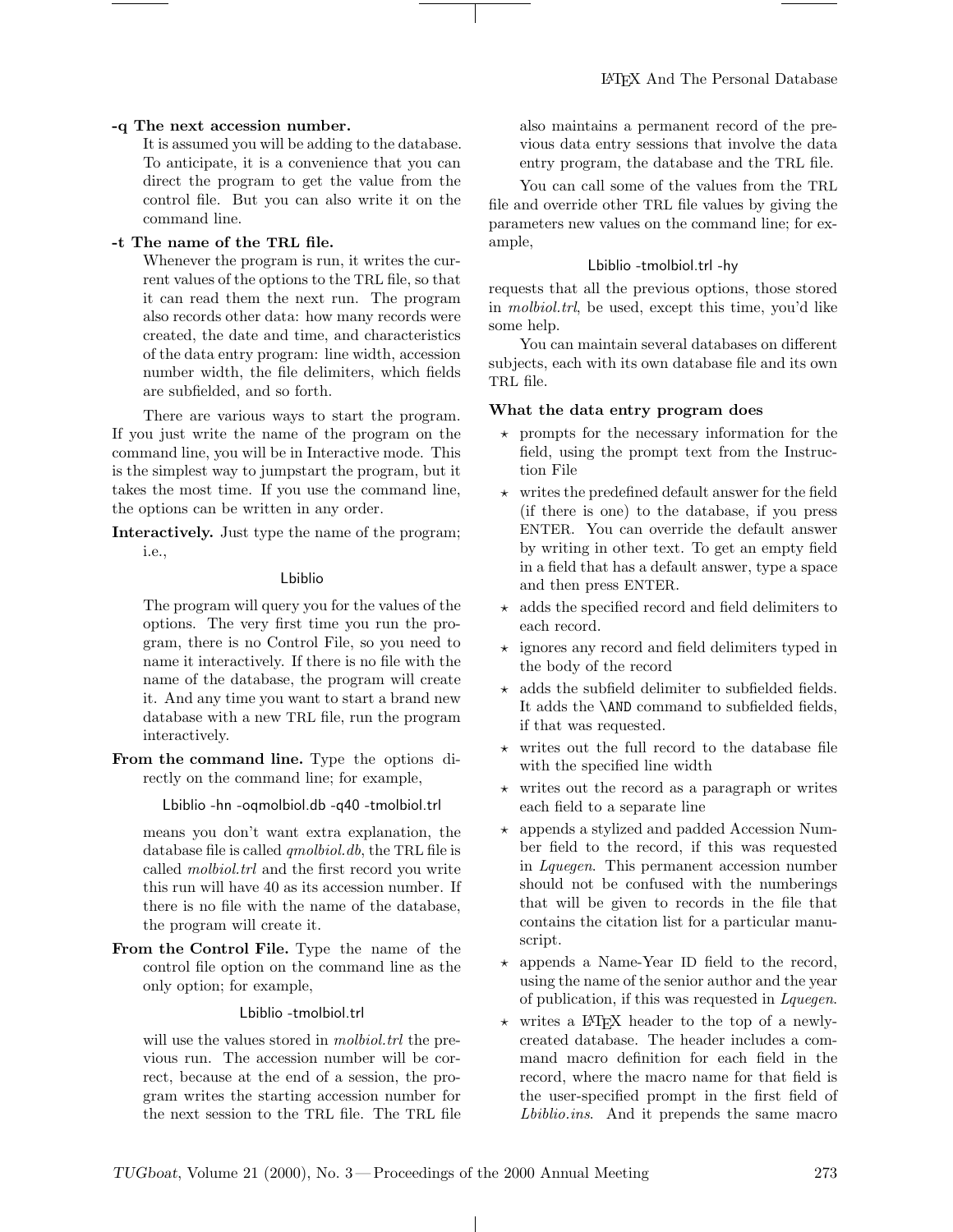**-q The next accession number.**

It is assumed you will be adding to the database. To anticipate, it is a convenience that you can direct the program to get the value from the control file. But you can also write it on the command line.

**-t The name of the TRL file.**

Whenever the program is run, it writes the current values of the options to the TRL file, so that it can read them the next run. The program also records other data: how many records were created, the date and time, and characteristics of the data entry program: line width, accession number width, the file delimiters, which fields are subfielded, and so forth.

There are various ways to start the program. If you just write the name of the program on the command line, you will be in Interactive mode. This is the simplest way to jumpstart the program, but it takes the most time. If you use the command line, the options can be written in any order.

**Interactively.** Just type the name of the program; i.e.,

```
Lbiblio
```

The program will query you for the values of the options. The very first time you run the program, there is no Control File, so you need to name it interactively. If there is no file with the name of the database, the program will create it. And any time you want to start a brand new database with a new TRL file, run the program interactively.

**From the command line.** Type the options directly on the command line; for example,

```
Lbiblio -hn -oqmolbiol.db -q40 -tmolbiol.trl
```

means you don't want extra explanation, the database file is called *qmolbiol.db*, the TRL file is called *molbiol.trl* and the first record you write this run will have 40 as its accession number. If there is no file with the name of the database, the program will create it.

**From the Control File.** Type the name of the control file option on the command line as the only option; for example,

```
Lbiblio -tmolbiol.trl
```

will use the values stored in *molbiol.trl* the previous run. The accession number will be correct, because at the end of a session, the program writes the starting accession number for the next session to the TRL file. The TRL file also maintains a permanent record of the previous data entry sessions that involve the data entry program, the database and the TRL file.

You can call some of the values from the TRL file and override other TRL file values by giving the parameters new values on the command line; for example,

```
Lbiblio -tmolbiol.trl -hy
```

requests that all the previous options, those stored in *molbiol.trl*, be used, except this time, you'd like some help.

You can maintain several databases on different subjects, each with its own database file and its own TRL file.

**What the data entry program does**

- ⋆ prompts for the necessary information for the field, using the prompt text from the Instruction File
- ⋆ writes the predefined default answer for the field (if there is one) to the database, if you press ENTER. You can override the default answer by writing in other text. To get an empty field in a field that has a default answer, type a space and then press ENTER.
- ⋆ adds the specified record and field delimiters to each record.
- ⋆ ignores any record and field delimiters typed in the body of the record
- ⋆ adds the subfield delimiter to subfielded fields. It adds the `\AND` command to subfielded fields, if that was requested.
- ⋆ writes out the full record to the database file with the specified line width
- ⋆ writes out the record as a paragraph or writes each field to a separate line
- ⋆ appends a stylized and padded Accession Number field to the record, if this was requested in *Lquegen*. This permanent accession number should not be confused with the numberings that will be given to records in the file that contains the citation list for a particular manuscript.
- ⋆ appends a Name-Year ID field to the record, using the name of the senior author and the year of publication, if this was requested in *Lquegen*.
- ⋆ writes a LaTeX header to the top of a newly-created database. The header includes a command macro definition for each field in the record, where the macro name for that field is the user-specified prompt in the first field of *Lbiblio.ins*. And it prepends the same macro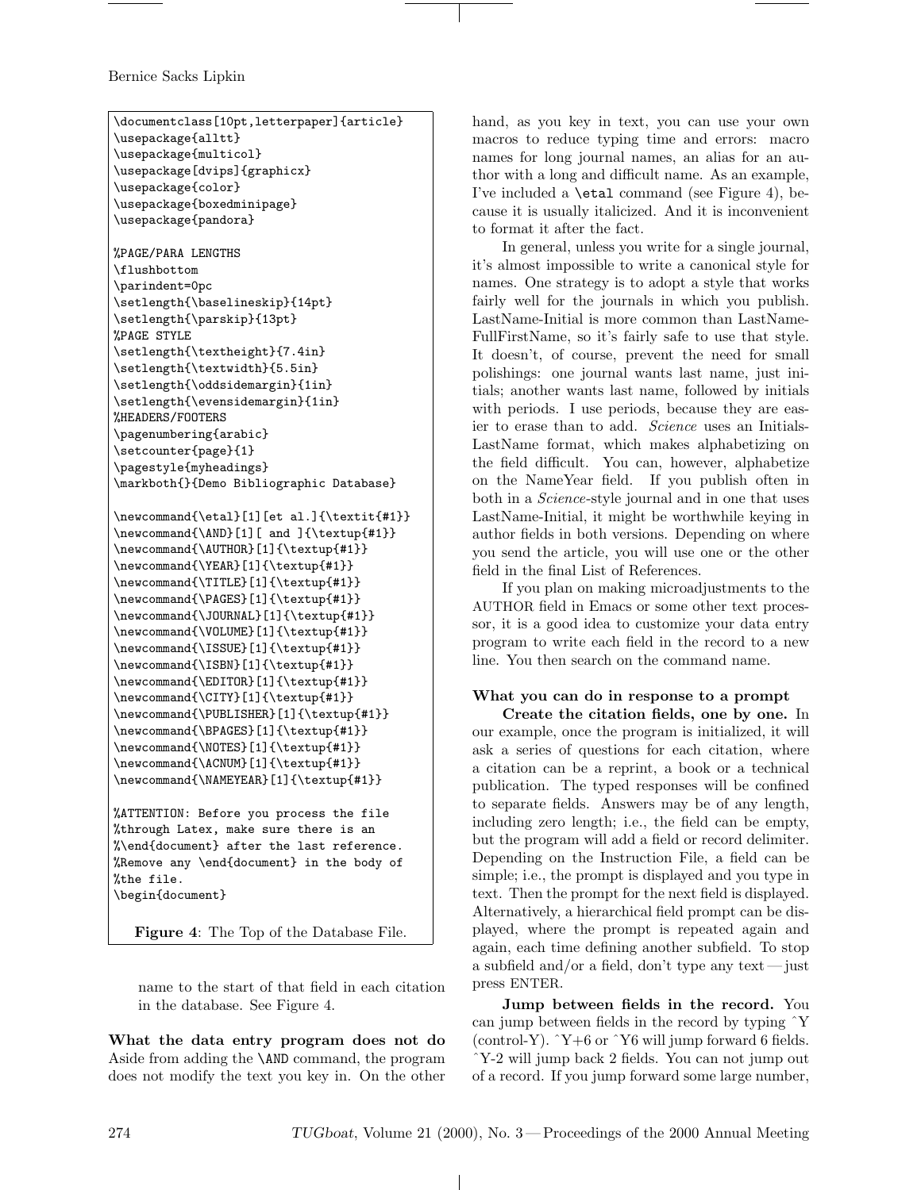```
\documentclass[10pt,letterpaper]{article}
\usepackage{alltt}
\usepackage{multicol}
\usepackage[dvips]{graphicx}
\usepackage{color}
\usepackage{boxedminipage}
\usepackage{pandora}

%PAGE/PARA LENGTHS
\flushbottom
\parindent=0pc
\setlength{\baselineskip}{14pt}
\setlength{\parskip}{13pt}
%PAGE STYLE
\setlength{\textheight}{7.4in}
\setlength{\textwidth}{5.5in}
\setlength{\oddsidemargin}{1in}
\setlength{\evensidemargin}{1in}
%HEADERS/FOOTERS
\pagenumbering{arabic}
\setcounter{page}{1}
\pagestyle{myheadings}
\markboth{}{Demo Bibliographic Database}

\newcommand{\etal}[1][et al.]{\textit{#1}}
\newcommand{\AND}[1][ and ]{\textup{#1}}
\newcommand{\AUTHOR}[1]{\textup{#1}}
\newcommand{\YEAR}[1]{\textup{#1}}
\newcommand{\TITLE}[1]{\textup{#1}}
\newcommand{\PAGES}[1]{\textup{#1}}
\newcommand{\JOURNAL}[1]{\textup{#1}}
\newcommand{\VOLUME}[1]{\textup{#1}}
\newcommand{\ISSUE}[1]{\textup{#1}}
\newcommand{\ISBN}[1]{\textup{#1}}
\newcommand{\EDITOR}[1]{\textup{#1}}
\newcommand{\CITY}[1]{\textup{#1}}
\newcommand{\PUBLISHER}[1]{\textup{#1}}
\newcommand{\BPAGES}[1]{\textup{#1}}
\newcommand{\NOTES}[1]{\textup{#1}}
\newcommand{\ACNUM}[1]{\textup{#1}}
\newcommand{\NAMEYEAR}[1]{\textup{#1}}

%ATTENTION: Before you process the file
%through Latex, make sure there is an
%\end{document} after the last reference.
%Remove any \end{document} in the body of
%the file.
\begin{document}
```

**Figure 4**: The Top of the Database File.

name to the start of that field in each citation in the database. See Figure 4.

**What the data entry program does not do** Aside from adding the \AND command, the program does not modify the text you key in. On the other hand, as you key in text, you can use your own macros to reduce typing time and errors: macro names for long journal names, an alias for an author with a long and difficult name. As an example, I've included a \etal command (see Figure 4), because it is usually italicized. And it is inconvenient to format it after the fact.

In general, unless you write for a single journal, it's almost impossible to write a canonical style for names. One strategy is to adopt a style that works fairly well for the journals in which you publish. LastName-Initial is more common than LastName-FullFirstName, so it's fairly safe to use that style. It doesn't, of course, prevent the need for small polishings: one journal wants last name, just initials; another wants last name, followed by initials with periods. I use periods, because they are easier to erase than to add. *Science* uses an Initials-LastName format, which makes alphabetizing on the field difficult. You can, however, alphabetize on the NameYear field. If you publish often in both in a *Science*-style journal and in one that uses LastName-Initial, it might be worthwhile keying in author fields in both versions. Depending on where you send the article, you will use one or the other field in the final List of References.

If you plan on making microadjustments to the AUTHOR field in Emacs or some other text processor, it is a good idea to customize your data entry program to write each field in the record to a new line. You then search on the command name.

**What you can do in response to a prompt**

**Create the citation fields, one by one.** In our example, once the program is initialized, it will ask a series of questions for each citation, where a citation can be a reprint, a book or a technical publication. The typed responses will be confined to separate fields. Answers may be of any length, including zero length; i.e., the field can be empty, but the program will add a field or record delimiter. Depending on the Instruction File, a field can be simple; i.e., the prompt is displayed and you type in text. Then the prompt for the next field is displayed. Alternatively, a hierarchical field prompt can be displayed, where the prompt is repeated again and again, each time defining another subfield. To stop a subfield and/or a field, don't type any text — just press ENTER.

**Jump between fields in the record.** You can jump between fields in the record by typing ^Y (control-Y). ^Y+6 or ^Y6 will jump forward 6 fields. ^Y-2 will jump back 2 fields. You can not jump out of a record. If you jump forward some large number,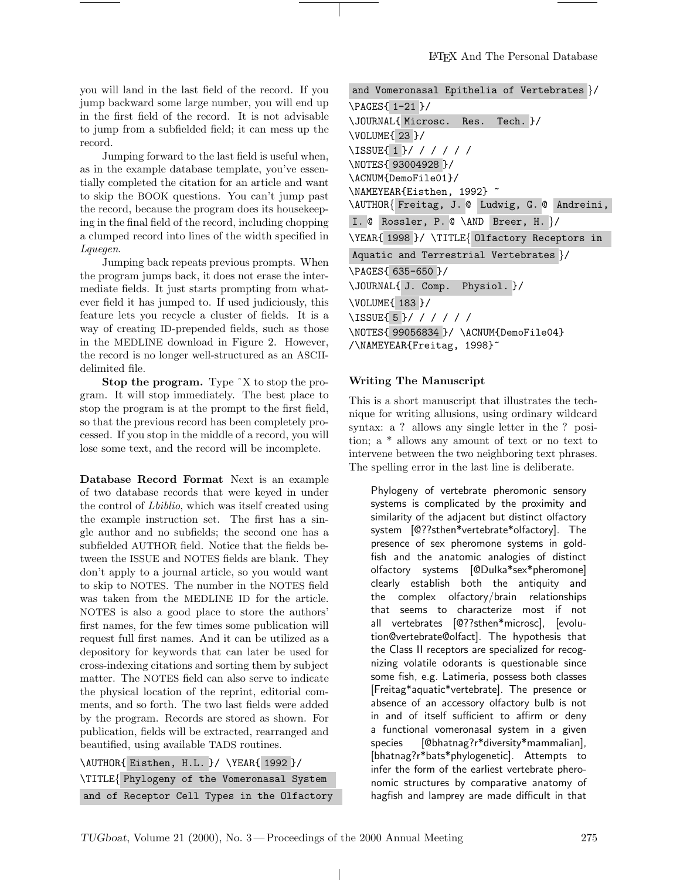you will land in the last field of the record. If you jump backward some large number, you will end up in the first field of the record. It is not advisable to jump from a subfielded field; it can mess up the record.

Jumping forward to the last field is useful when, as in the example database template, you've essentially completed the citation for an article and want to skip the BOOK questions. You can't jump past the record, because the program does its housekeeping in the final field of the record, including chopping a clumped record into lines of the width specified in *Lquegen*.

Jumping back repeats previous prompts. When the program jumps back, it does not erase the intermediate fields. It just starts prompting from whatever field it has jumped to. If used judiciously, this feature lets you recycle a cluster of fields. It is a way of creating ID-prepended fields, such as those in the MEDLINE download in Figure 2. However, the record is no longer well-structured as an ASCII-delimited file.

**Stop the program.** Type ^X to stop the program. It will stop immediately. The best place to stop the program is at the prompt to the first field, so that the previous record has been completely processed. If you stop in the middle of a record, you will lose some text, and the record will be incomplete.

**Database Record Format** Next is an example of two database records that were keyed in under the control of *Lbiblio*, which was itself created using the example instruction set. The first has a single author and no subfields; the second one has a subfielded AUTHOR field. Notice that the fields between the ISSUE and NOTES fields are blank. They don't apply to a journal article, so you would want to skip to NOTES. The number in the NOTES field was taken from the MEDLINE ID for the article. NOTES is also a good place to store the authors' first names, for the few times some publication will request full first names. And it can be utilized as a depository for keywords that can later be used for cross-indexing citations and sorting them by subject matter. The NOTES field can also serve to indicate the physical location of the reprint, editorial comments, and so forth. The two last fields were added by the program. Records are stored as shown. For publication, fields will be extracted, rearranged and beautified, using available TADS routines.

```
\AUTHOR{ Eisthen, H.L. }/ \YEAR{ 1992 }/
\TITLE{ Phylogeny of the Vomeronasal System
and of Receptor Cell Types in the Olfactory
and Vomeronasal Epithelia of Vertebrates }/
\PAGES{ 1-21 }/
\JOURNAL{ Microsc.  Res.  Tech. }/
\VOLUME{ 23 }/
\ISSUE{ 1 }/ / / / / /
\NOTES{ 93004928 }/
\ACNUM{DemoFile01}/
\NAMEYEAR{Eisthen, 1992} ~
\AUTHOR{ Freitag, J. @ Ludwig, G. @ Andreini,
I. @ Rossler, P. @ \AND Breer, H. }/
\YEAR{ 1998 }/ \TITLE{ Olfactory Receptors in
Aquatic and Terrestrial Vertebrates }/
\PAGES{ 635-650 }/
\JOURNAL{ J. Comp.  Physiol. }/
\VOLUME{ 183 }/
\ISSUE{ 5 }/ / / / / /
\NOTES{ 99056834 }/ \ACNUM{DemoFile04}
/\NAMEYEAR{Freitag, 1998}~
```

### Writing The Manuscript

This is a short manuscript that illustrates the technique for writing allusions, using ordinary wildcard syntax: a ? allows any single letter in the ? position; a * allows any amount of text or no text to intervene between the two neighboring text phrases. The spelling error in the last line is deliberate.

> Phylogeny of vertebrate pheromonic sensory systems is complicated by the proximity and similarity of the adjacent but distinct olfactory system [@??sthen*vertebrate*olfactory]. The presence of sex pheromone systems in goldfish and the anatomic analogies of distinct olfactory systems [@Dulka*sex*pheromone] clearly establish both the antiquity and the complex olfactory/brain relationships that seems to characterize most if not all vertebrates [@??sthen*microsc], [evolution@vertebrate@olfact]. The hypothesis that the Class II receptors are specialized for recognizing volatile odorants is questionable since some fish, e.g. Latimeria, possess both classes [Freitag*aquatic*vertebrate]. The presence or absence of an accessory olfactory bulb is not in and of itself sufficient to affirm or deny a functional vomeronasal system in a given species [@bhatnag?r*diversity*mammalian], [bhatnag?r*bats*phylogenetic]. Attempts to infer the form of the earliest vertebrate pheronomic structures by comparative anatomy of hagfish and lamprey are made difficult in that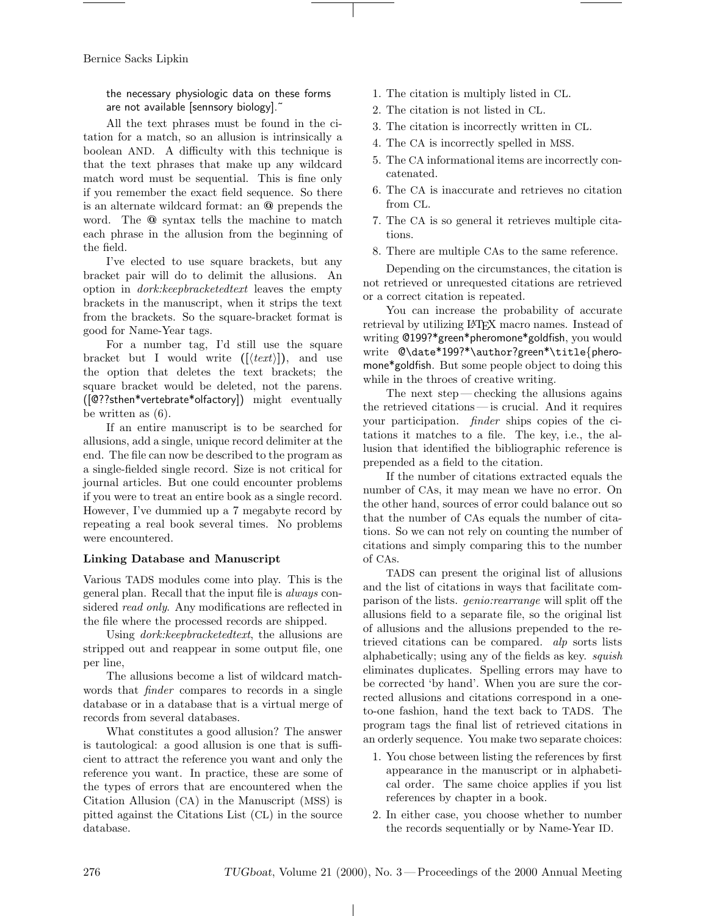the necessary physiologic data on these forms are not available [sennsory biology].˜

All the text phrases must be found in the citation for a match, so an allusion is intrinsically a boolean AND. A difficulty with this technique is that the text phrases that make up any wildcard match word must be sequential. This is fine only if you remember the exact field sequence. So there is an alternate wildcard format: an @ prepends the word. The @ syntax tells the machine to match each phrase in the allusion from the beginning of the field.

I've elected to use square brackets, but any bracket pair will do to delimit the allusions. An option in *dork:keepbracketedtext* leaves the empty brackets in the manuscript, when it strips the text from the brackets. So the square-bracket format is good for Name-Year tags.

For a number tag, I'd still use the square bracket but I would write ([⟨*text*⟩]), and use the option that deletes the text brackets; the square bracket would be deleted, not the parens. ([@??sthen*vertebrate*olfactory]) might eventually be written as (6).

If an entire manuscript is to be searched for allusions, add a single, unique record delimiter at the end. The file can now be described to the program as a single-fielded single record. Size is not critical for journal articles. But one could encounter problems if you were to treat an entire book as a single record. However, I've dummied up a 7 megabyte record by repeating a real book several times. No problems were encountered.

**Linking Database and Manuscript**

Various TADS modules come into play. This is the general plan. Recall that the input file is *always* considered *read only*. Any modifications are reflected in the file where the processed records are shipped.

Using *dork:keepbracketedtext*, the allusions are stripped out and reappear in some output file, one per line,

The allusions become a list of wildcard matchwords that *finder* compares to records in a single database or in a database that is a virtual merge of records from several databases.

What constitutes a good allusion? The answer is tautological: a good allusion is one that is sufficient to attract the reference you want and only the reference you want. In practice, these are some of the types of errors that are encountered when the Citation Allusion (CA) in the Manuscript (MSS) is pitted against the Citations List (CL) in the source database.

1. The citation is multiply listed in CL.
2. The citation is not listed in CL.
3. The citation is incorrectly written in CL.
4. The CA is incorrectly spelled in MSS.
5. The CA informational items are incorrectly concatenated.
6. The CA is inaccurate and retrieves no citation from CL.
7. The CA is so general it retrieves multiple citations.
8. There are multiple CAs to the same reference.

Depending on the circumstances, the citation is not retrieved or unrequested citations are retrieved or a correct citation is repeated.

You can increase the probability of accurate retrieval by utilizing LaTeX macro names. Instead of writing @199?*green*pheromone*goldfish, you would write @\date*199?*\author?green*\title{pheromone*goldfish. But some people object to doing this while in the throes of creative writing.

The next step — checking the allusions agains the retrieved citations — is crucial. And it requires your participation. *finder* ships copies of the citations it matches to a file. The key, i.e., the allusion that identified the bibliographic reference is prepended as a field to the citation.

If the number of citations extracted equals the number of CAs, it may mean we have no error. On the other hand, sources of error could balance out so that the number of CAs equals the number of citations. So we can not rely on counting the number of citations and simply comparing this to the number of CAs.

TADS can present the original list of allusions and the list of citations in ways that facilitate comparison of the lists. *genio:rearrange* will split off the allusions field to a separate file, so the original list of allusions and the allusions prepended to the retrieved citations can be compared. *alp* sorts lists alphabetically; using any of the fields as key. *squish* eliminates duplicates. Spelling errors may have to be corrected 'by hand'. When you are sure the corrected allusions and citations correspond in a one-to-one fashion, hand the text back to TADS. The program tags the final list of retrieved citations in an orderly sequence. You make two separate choices:

1. You chose between listing the references by first appearance in the manuscript or in alphabetical order. The same choice applies if you list references by chapter in a book.
2. In either case, you choose whether to number the records sequentially or by Name-Year ID.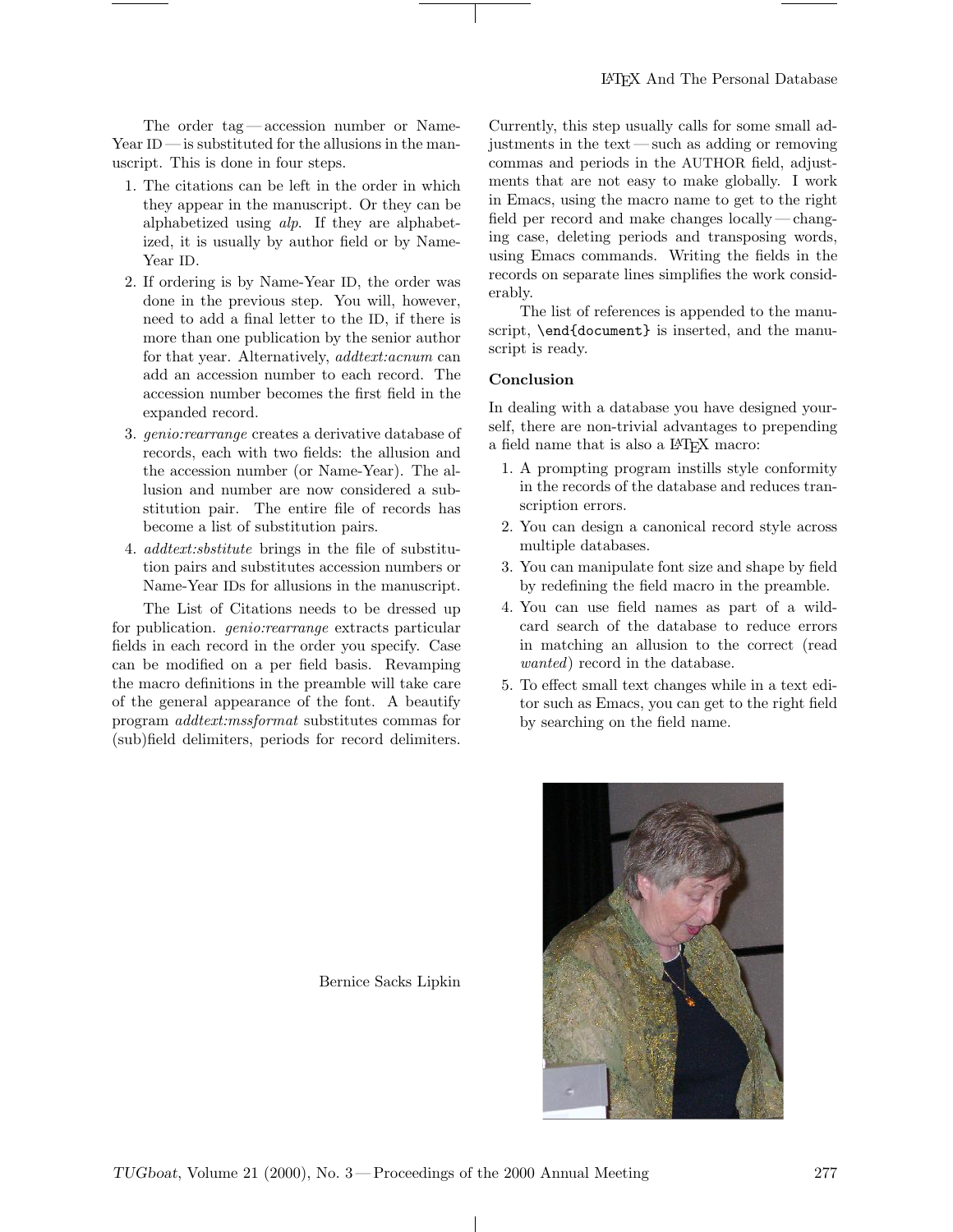The order tag — accession number or Name-Year ID — is substituted for the allusions in the manuscript. This is done in four steps.

1. The citations can be left in the order in which they appear in the manuscript. Or they can be alphabetized using *alp*. If they are alphabetized, it is usually by author field or by Name-Year ID.
2. If ordering is by Name-Year ID, the order was done in the previous step. You will, however, need to add a final letter to the ID, if there is more than one publication by the senior author for that year. Alternatively, *addtext:acnum* can add an accession number to each record. The accession number becomes the first field in the expanded record.
3. *genio:rearrange* creates a derivative database of records, each with two fields: the allusion and the accession number (or Name-Year). The allusion and number are now considered a substitution pair. The entire file of records has become a list of substitution pairs.
4. *addtext:sbstitute* brings in the file of substitution pairs and substitutes accession numbers or Name-Year IDs for allusions in the manuscript.

The List of Citations needs to be dressed up for publication. *genio:rearrange* extracts particular fields in each record in the order you specify. Case can be modified on a per field basis. Revamping the macro definitions in the preamble will take care of the general appearance of the font. A beautify program *addtext:mssformat* substitutes commas for (sub)field delimiters, periods for record delimiters. Currently, this step usually calls for some small adjustments in the text — such as adding or removing commas and periods in the AUTHOR field, adjustments that are not easy to make globally. I work in Emacs, using the macro name to get to the right field per record and make changes locally — changing case, deleting periods and transposing words, using Emacs commands. Writing the fields in the records on separate lines simplifies the work considerably.

The list of references is appended to the manuscript, `\end{document}` is inserted, and the manuscript is ready.

### Conclusion

In dealing with a database you have designed yourself, there are non-trivial advantages to prepending a field name that is also a LaTeX macro:

1. A prompting program instills style conformity in the records of the database and reduces transcription errors.
2. You can design a canonical record style across multiple databases.
3. You can manipulate font size and shape by field by redefining the field macro in the preamble.
4. You can use field names as part of a wildcard search of the database to reduce errors in matching an allusion to the correct (read *wanted*) record in the database.
5. To effect small text changes while in a text editor such as Emacs, you can get to the right field by searching on the field name.

Bernice Sacks Lipkin